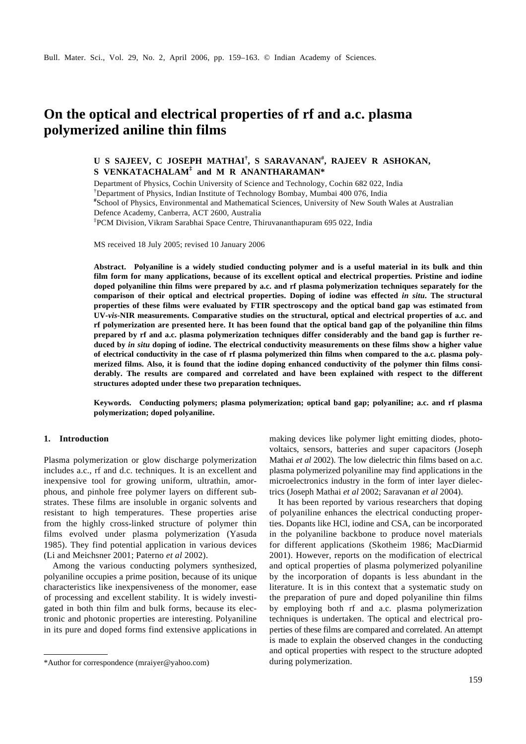# On the optical and electrical properties of rf and a.c. plasma polymerized aniline thin films

**U S SAJEEV, C JOSEPH MATHAI[†], S SARAVANAN[#], RAJEEV R ASHOKAN, S VENKATACHALAM[‡] and M R ANANTHARAMAN***

Department of Physics, Cochin University of Science and Technology, Cochin 682 022, India
[†]Department of Physics, Indian Institute of Technology Bombay, Mumbai 400 076, India
[#]School of Physics, Environmental and Mathematical Sciences, University of New South Wales at Australian Defence Academy, Canberra, ACT 2600, Australia
[‡]PCM Division, Vikram Sarabhai Space Centre, Thiruvananthapuram 695 022, India

MS received 18 July 2005; revised 10 January 2006

**Abstract.** **Polyaniline is a widely studied conducting polymer and is a useful material in its bulk and thin film form for many applications, because of its excellent optical and electrical properties. Pristine and iodine doped polyaniline thin films were prepared by a.c. and rf plasma polymerization techniques separately for the comparison of their optical and electrical properties. Doping of iodine was effected *in situ*. The structural properties of these films were evaluated by FTIR spectroscopy and the optical band gap was estimated from UV-*vis*-NIR measurements. Comparative studies on the structural, optical and electrical properties of a.c. and rf polymerization are presented here. It has been found that the optical band gap of the polyaniline thin films prepared by rf and a.c. plasma polymerization techniques differ considerably and the band gap is further reduced by *in situ* doping of iodine. The electrical conductivity measurements on these films show a higher value of electrical conductivity in the case of rf plasma polymerized thin films when compared to the a.c. plasma polymerized films. Also, it is found that the iodine doping enhanced conductivity of the polymer thin films considerably. The results are compared and correlated and have been explained with respect to the different structures adopted under these two preparation techniques.**

**Keywords.** **Conducting polymers; plasma polymerization; optical band gap; polyaniline; a.c. and rf plasma polymerization; doped polyaniline.**

## 1. Introduction

Plasma polymerization or glow discharge polymerization includes a.c., rf and d.c. techniques. It is an excellent and inexpensive tool for growing uniform, ultrathin, amorphous, and pinhole free polymer layers on different substrates. These films are insoluble in organic solvents and resistant to high temperatures. These properties arise from the highly cross-linked structure of polymer thin films evolved under plasma polymerization (Yasuda 1985). They find potential application in various devices (Li and Meichsner 2001; Paterno *et al* 2002).

Among the various conducting polymers synthesized, polyaniline occupies a prime position, because of its unique characteristics like inexpensiveness of the monomer, ease of processing and excellent stability. It is widely investigated in both thin film and bulk forms, because its electronic and photonic properties are interesting. Polyaniline in its pure and doped forms find extensive applications in making devices like polymer light emitting diodes, photovoltaics, sensors, batteries and super capacitors (Joseph Mathai *et al* 2002). The low dielectric thin films based on a.c. plasma polymerized polyaniline may find applications in the microelectronics industry in the form of inter layer dielectrics (Joseph Mathai *et al* 2002; Saravanan *et al* 2004).

It has been reported by various researchers that doping of polyaniline enhances the electrical conducting properties. Dopants like HCl, iodine and CSA, can be incorporated in the polyaniline backbone to produce novel materials for different applications (Skotheim 1986; MacDiarmid 2001). However, reports on the modification of electrical and optical properties of plasma polymerized polyaniline by the incorporation of dopants is less abundant in the literature. It is in this context that a systematic study on the preparation of pure and doped polyaniline thin films by employing both rf and a.c. plasma polymerization techniques is undertaken. The optical and electrical properties of these films are compared and correlated. An attempt is made to explain the observed changes in the conducting and optical properties with respect to the structure adopted during polymerization.

*Author for correspondence (mraiyer@yahoo.com)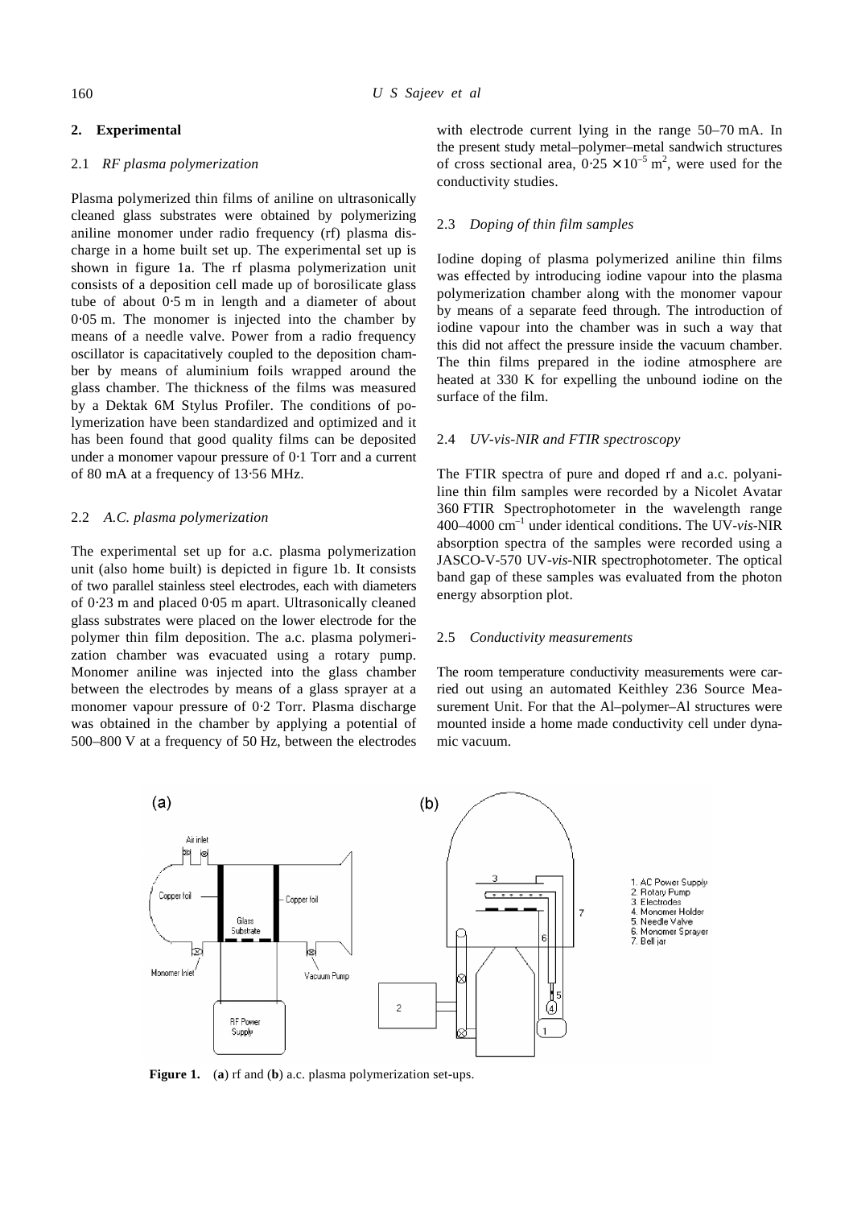## 2. Experimental

### 2.1 *RF plasma polymerization*

Plasma polymerized thin films of aniline on ultrasonically cleaned glass substrates were obtained by polymerizing aniline monomer under radio frequency (rf) plasma discharge in a home built set up. The experimental set up is shown in figure 1a. The rf plasma polymerization unit consists of a deposition cell made up of borosilicate glass tube of about 0·5 m in length and a diameter of about 0·05 m. The monomer is injected into the chamber by means of a needle valve. Power from a radio frequency oscillator is capacitatively coupled to the deposition chamber by means of aluminium foils wrapped around the glass chamber. The thickness of the films was measured by a Dektak 6M Stylus Profiler. The conditions of polymerization have been standardized and optimized and it has been found that good quality films can be deposited under a monomer vapour pressure of 0·1 Torr and a current of 80 mA at a frequency of 13·56 MHz.

### 2.2 *A.C. plasma polymerization*

The experimental set up for a.c. plasma polymerization unit (also home built) is depicted in figure 1b. It consists of two parallel stainless steel electrodes, each with diameters of 0·23 m and placed 0·05 m apart. Ultrasonically cleaned glass substrates were placed on the lower electrode for the polymer thin film deposition. The a.c. plasma polymerization chamber was evacuated using a rotary pump. Monomer aniline was injected into the glass chamber between the electrodes by means of a glass sprayer at a monomer vapour pressure of 0·2 Torr. Plasma discharge was obtained in the chamber by applying a potential of 500–800 V at a frequency of 50 Hz, between the electrodes with electrode current lying in the range 50–70 mA. In the present study metal–polymer–metal sandwich structures of cross sectional area, $0{\cdot}25 \times 10^{-5}$ m$^2$, were used for the conductivity studies.

### 2.3 *Doping of thin film samples*

Iodine doping of plasma polymerized aniline thin films was effected by introducing iodine vapour into the plasma polymerization chamber along with the monomer vapour by means of a separate feed through. The introduction of iodine vapour into the chamber was in such a way that this did not affect the pressure inside the vacuum chamber. The thin films prepared in the iodine atmosphere are heated at 330 K for expelling the unbound iodine on the surface of the film.

### 2.4 *UV-vis-NIR and FTIR spectroscopy*

The FTIR spectra of pure and doped rf and a.c. polyaniline thin film samples were recorded by a Nicolet Avatar 360 FTIR Spectrophotometer in the wavelength range 400–4000 cm$^{-1}$ under identical conditions. The UV-*vis*-NIR absorption spectra of the samples were recorded using a JASCO-V-570 UV-*vis*-NIR spectrophotometer. The optical band gap of these samples was evaluated from the photon energy absorption plot.

### 2.5 *Conductivity measurements*

The room temperature conductivity measurements were carried out using an automated Keithley 236 Source Measurement Unit. For that the Al–polymer–Al structures were mounted inside a home made conductivity cell under dynamic vacuum.

**Figure 1.** (**a**) rf and (**b**) a.c. plasma polymerization set-ups.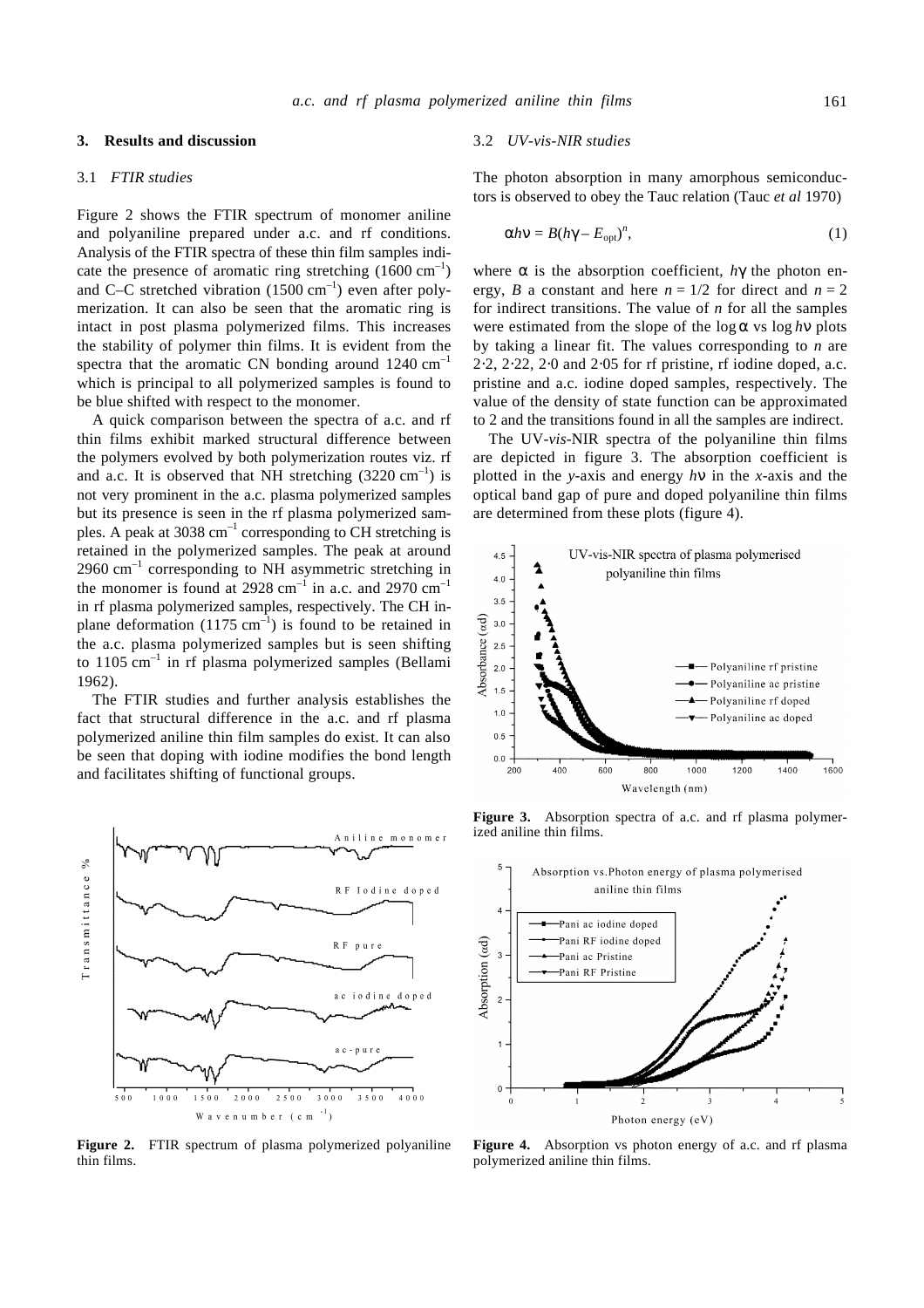## 3. Results and discussion

### 3.1 *FTIR studies*

Figure 2 shows the FTIR spectrum of monomer aniline and polyaniline prepared under a.c. and rf conditions. Analysis of the FTIR spectra of these thin film samples indicate the presence of aromatic ring stretching (1600 $cm^{-1}$) and C–C stretched vibration (1500 $cm^{-1}$) even after polymerization. It can also be seen that the aromatic ring is intact in post plasma polymerized films. This increases the stability of polymer thin films. It is evident from the spectra that the aromatic CN bonding around 1240 $cm^{-1}$ which is principal to all polymerized samples is found to be blue shifted with respect to the monomer.

A quick comparison between the spectra of a.c. and rf thin films exhibit marked structural difference between the polymers evolved by both polymerization routes viz. rf and a.c. It is observed that NH stretching (3220 $cm^{-1}$) is not very prominent in the a.c. plasma polymerized samples but its presence is seen in the rf plasma polymerized samples. A peak at 3038 $cm^{-1}$ corresponding to CH stretching is retained in the polymerized samples. The peak at around 2960 $cm^{-1}$ corresponding to NH asymmetric stretching in the monomer is found at 2928 $cm^{-1}$ in a.c. and 2970 $cm^{-1}$ in rf plasma polymerized samples, respectively. The CH in-plane deformation (1175 $cm^{-1}$) is found to be retained in the a.c. plasma polymerized samples but is seen shifting to 1105 $cm^{-1}$ in rf plasma polymerized samples (Bellami 1962).

The FTIR studies and further analysis establishes the fact that structural difference in the a.c. and rf plasma polymerized aniline thin film samples do exist. It can also be seen that doping with iodine modifies the bond length and facilitates shifting of functional groups.

**Figure 2.** FTIR spectrum of plasma polymerized polyaniline thin films.

### 3.2 *UV-vis-NIR studies*

The photon absorption in many amorphous semiconductors is observed to obey the Tauc relation (Tauc *et al* 1970)

$$\alpha h\nu = B(h\gamma - E_{\text{opt}})^n, \tag{1}$$

where $\alpha$ is the absorption coefficient, $h\gamma$ the photon energy, $B$ a constant and here $n = 1/2$ for direct and $n = 2$ for indirect transitions. The value of $n$ for all the samples were estimated from the slope of the $\log \alpha$ vs $\log h\nu$ plots by taking a linear fit. The values corresponding to $n$ are 2·2, 2·22, 2·0 and 2·05 for rf pristine, rf iodine doped, a.c. pristine and a.c. iodine doped samples, respectively. The value of the density of state function can be approximated to 2 and the transitions found in all the samples are indirect.

The UV-*vis*-NIR spectra of the polyaniline thin films are depicted in figure 3. The absorption coefficient is plotted in the *y*-axis and energy $h\nu$ in the *x*-axis and the optical band gap of pure and doped polyaniline thin films are determined from these plots (figure 4).

**Figure 3.** Absorption spectra of a.c. and rf plasma polymerized aniline thin films.

**Figure 4.** Absorption vs photon energy of a.c. and rf plasma polymerized aniline thin films.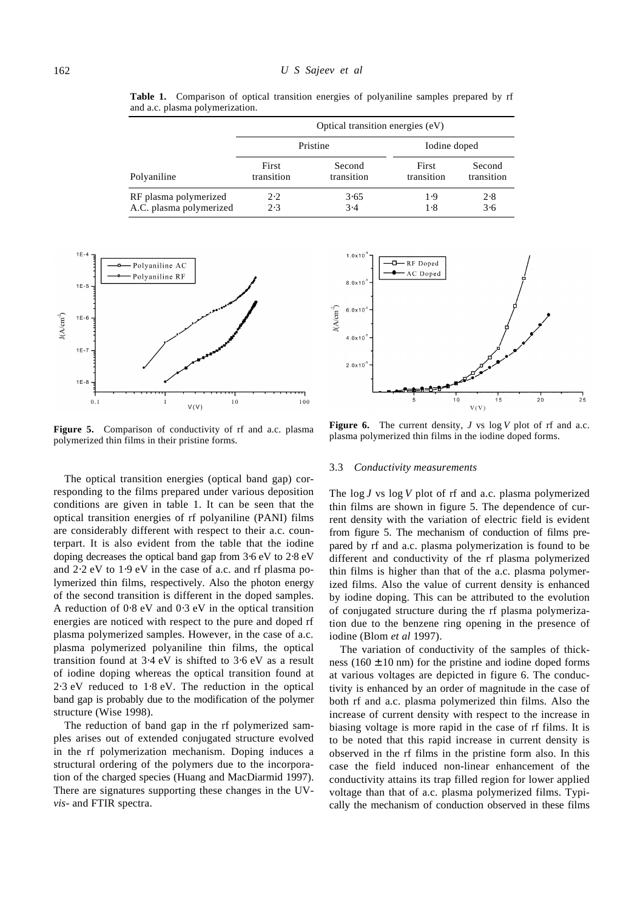**Table 1.** Comparison of optical transition energies of polyaniline samples prepared by rf and a.c. plasma polymerization.

| | Optical transition energies (eV) | | | |
|---|---|---|---|---|
| | Pristine | | Iodine doped | |
| Polyaniline | First transition | Second transition | First transition | Second transition |
| RF plasma polymerized | 2·2 | 3·65 | 1·9 | 2·8 |
| A.C. plasma polymerized | 2·3 | 3·4 | 1·8 | 3·6 |

**Figure 5.** Comparison of conductivity of rf and a.c. plasma polymerized thin films in their pristine forms.

**Figure 6.** The current density, $J$ vs $\log V$ plot of rf and a.c. plasma polymerized thin films in the iodine doped forms.

The optical transition energies (optical band gap) corresponding to the films prepared under various deposition conditions are given in table 1. It can be seen that the optical transition energies of rf polyaniline (PANI) films are considerably different with respect to their a.c. counterpart. It is also evident from the table that the iodine doping decreases the optical band gap from 3·6 eV to 2·8 eV and 2·2 eV to 1·9 eV in the case of a.c. and rf plasma polymerized thin films, respectively. Also the photon energy of the second transition is different in the doped samples. A reduction of 0·8 eV and 0·3 eV in the optical transition energies are noticed with respect to the pure and doped rf plasma polymerized samples. However, in the case of a.c. plasma polymerized polyaniline thin films, the optical transition found at 3·4 eV is shifted to 3·6 eV as a result of iodine doping whereas the optical transition found at 2·3 eV reduced to 1·8 eV. The reduction in the optical band gap is probably due to the modification of the polymer structure (Wise 1998).

The reduction of band gap in the rf polymerized samples arises out of extended conjugated structure evolved in the rf polymerization mechanism. Doping induces a structural ordering of the polymers due to the incorporation of the charged species (Huang and MacDiarmid 1997). There are signatures supporting these changes in the UV-*vis*- and FTIR spectra.

### 3.3 *Conductivity measurements*

The $\log J$ vs $\log V$ plot of rf and a.c. plasma polymerized thin films are shown in figure 5. The dependence of current density with the variation of electric field is evident from figure 5. The mechanism of conduction of films prepared by rf and a.c. plasma polymerization is found to be different and conductivity of the rf plasma polymerized thin films is higher than that of the a.c. plasma polymerized films. Also the value of current density is enhanced by iodine doping. This can be attributed to the evolution of conjugated structure during the rf plasma polymerization due to the benzene ring opening in the presence of iodine (Blom *et al* 1997).

The variation of conductivity of the samples of thickness ($160 \pm 10$ nm) for the pristine and iodine doped forms at various voltages are depicted in figure 6. The conductivity is enhanced by an order of magnitude in the case of both rf and a.c. plasma polymerized thin films. Also the increase of current density with respect to the increase in biasing voltage is more rapid in the case of rf films. It is to be noted that this rapid increase in current density is observed in the rf films in the pristine form also. In this case the field induced non-linear enhancement of the conductivity attains its trap filled region for lower applied voltage than that of a.c. plasma polymerized films. Typically the mechanism of conduction observed in these films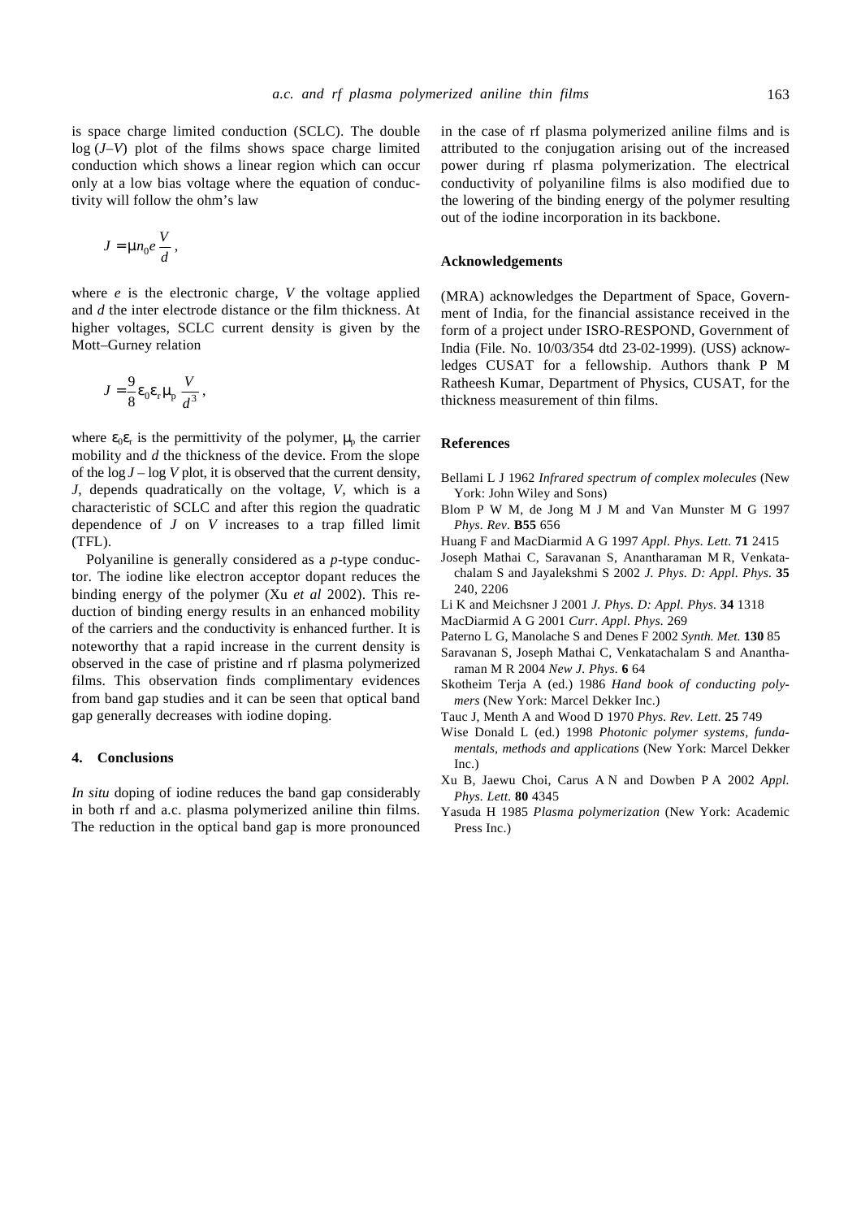is space charge limited conduction (SCLC). The double log ($J$–$V$) plot of the films shows space charge limited conduction which shows a linear region which can occur only at a low bias voltage where the equation of conductivity will follow the ohm's law

$$J = \mu n_0 e \frac{V}{d},$$

where $e$ is the electronic charge, $V$ the voltage applied and $d$ the inter electrode distance or the film thickness. At higher voltages, SCLC current density is given by the Mott–Gurney relation

$$J = \frac{9}{8}\varepsilon_0 \varepsilon_r \mu_p \frac{V}{d^3},$$

where $\varepsilon_0\varepsilon_r$ is the permittivity of the polymer, $\mu_p$ the carrier mobility and $d$ the thickness of the device. From the slope of the $\log J - \log V$ plot, it is observed that the current density, $J$, depends quadratically on the voltage, $V$, which is a characteristic of SCLC and after this region the quadratic dependence of $J$ on $V$ increases to a trap filled limit (TFL).

Polyaniline is generally considered as a $p$-type conductor. The iodine like electron acceptor dopant reduces the binding energy of the polymer (Xu *et al* 2002). This reduction of binding energy results in an enhanced mobility of the carriers and the conductivity is enhanced further. It is noteworthy that a rapid increase in the current density is observed in the case of pristine and rf plasma polymerized films. This observation finds complimentary evidences from band gap studies and it can be seen that optical band gap generally decreases with iodine doping.

## 4. Conclusions

*In situ* doping of iodine reduces the band gap considerably in both rf and a.c. plasma polymerized aniline thin films. The reduction in the optical band gap is more pronounced in the case of rf plasma polymerized aniline films and is attributed to the conjugation arising out of the increased power during rf plasma polymerization. The electrical conductivity of polyaniline films is also modified due to the lowering of the binding energy of the polymer resulting out of the iodine incorporation in its backbone.

## Acknowledgements

(MRA) acknowledges the Department of Space, Government of India, for the financial assistance received in the form of a project under ISRO-RESPOND, Government of India (File. No. 10/03/354 dtd 23-02-1999). (USS) acknowledges CUSAT for a fellowship. Authors thank P M Ratheesh Kumar, Department of Physics, CUSAT, for the thickness measurement of thin films.

## References

Bellami L J 1962 *Infrared spectrum of complex molecules* (New York: John Wiley and Sons)

Blom P W M, de Jong M J M and Van Munster M G 1997 *Phys. Rev.* **B55** 656

Huang F and MacDiarmid A G 1997 *Appl. Phys. Lett.* **71** 2415

Joseph Mathai C, Saravanan S, Anantharaman M R, Venkatachalam S and Jayalekshmi S 2002 *J. Phys. D: Appl. Phys.* **35** 240, 2206

Li K and Meichsner J 2001 *J. Phys. D: Appl. Phys.* **34** 1318

MacDiarmid A G 2001 *Curr. Appl. Phys.* 269

Paterno L G, Manolache S and Denes F 2002 *Synth. Met.* **130** 85

Saravanan S, Joseph Mathai C, Venkatachalam S and Anantharaman M R 2004 *New J. Phys.* **6** 64

Skotheim Terja A (ed.) 1986 *Hand book of conducting polymers* (New York: Marcel Dekker Inc.)

Tauc J, Menth A and Wood D 1970 *Phys. Rev. Lett.* **25** 749

Wise Donald L (ed.) 1998 *Photonic polymer systems, fundamentals, methods and applications* (New York: Marcel Dekker Inc.)

Xu B, Jaewu Choi, Carus A N and Dowben P A 2002 *Appl. Phys. Lett.* **80** 4345

Yasuda H 1985 *Plasma polymerization* (New York: Academic Press Inc.)